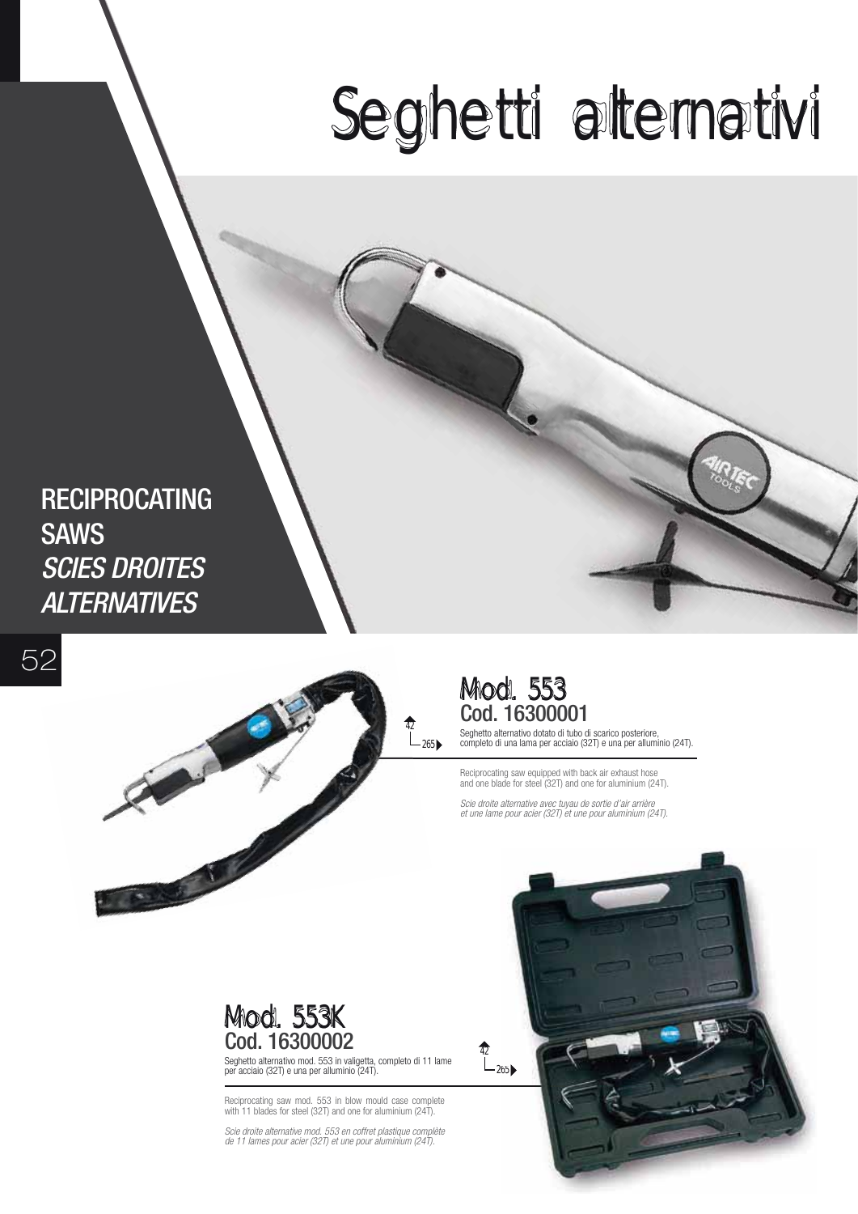# Seghetti alternativi

RECIPROCATING SAWS
*SCIES DROITES ALTERNATIVES*

## Mod. 553
### Cod. 16300001

42
265

Seghetto alternativo dotato di tubo di scarico posteriore, completo di una lama per acciaio (32T) e una per alluminio (24T).

Reciprocating saw equipped with back air exhaust hose and one blade for steel (32T) and one for aluminium (24T).

*Scie droite alternative avec tuyau de sortie d'air arrière et une lame pour acier (32T) et une pour aluminium (24T).*

## Mod. 553K
### Cod. 16300002

42
265

Seghetto alternativo mod. 553 in valigetta, completo di 11 lame per acciaio (32T) e una per alluminio (24T).

Reciprocating saw mod. 553 in blow mould case complete with 11 blades for steel (32T) and one for aluminium (24T).

*Scie droite alternative mod. 553 en coffret plastique complète de 11 lames pour acier (32T) et une pour aluminium (24T).*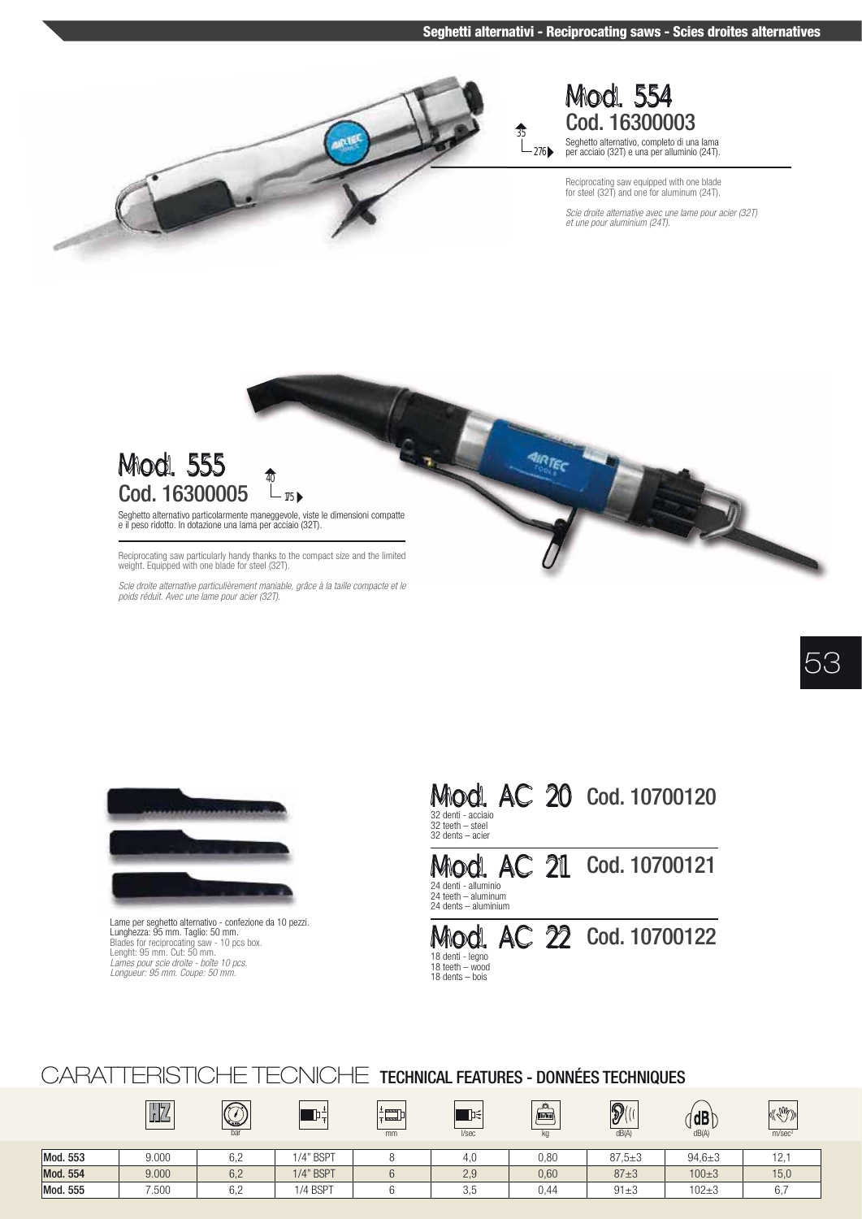# Mod. 554
## Cod. 16300003

35
276

Seghetto alternativo, completo di una lama per acciaio (32T) e una per alluminio (24T).

Reciprocating saw equipped with one blade for steel (32T) and one for aluminum (24T).

*Scie droite alternative avec une lame pour acier (32T) et une pour aluminium (24T).*

# Mod. 555
## Cod. 16300005

40
175

Seghetto alternativo particolarmente maneggevole, viste le dimensioni compatte e il peso ridotto. In dotazione una lama per acciaio (32T).

Reciprocating saw particularly handy thanks to the compact size and the limited weight. Equipped with one blade for steel (32T).

*Scie droite alternative particulièrement maniable, grâce à la taille compacte et le poids réduit. Avec une lame pour acier (32T).*

Lame per seghetto alternativo - confezione da 10 pezzi.
Lunghezza: 95 mm. Taglio: 50 mm.
Blades for reciprocating saw - 10 pcs box.
Lenght: 95 mm. Cut: 50 mm.
*Lames pour scie droite - boîte 10 pcs.*
*Longueur: 95 mm. Coupe: 50 mm.*

# Mod. AC 20 Cod. 10700120
32 denti - acciaio
32 teeth – steel
32 dents – acier

# Mod. AC 21 Cod. 10700121
24 denti - alluminio
24 teeth – aluminum
24 dents – aluminium

# Mod. AC 22 Cod. 10700122
18 denti - legno
18 teeth – wood
18 dents – bois

## CARATTERISTICHE TECNICHE TECHNICAL FEATURES - DONNÉES TECHNIQUES

| | HZ | bar | | mm | l/sec | kg | dB(A) | dB(A) | m/sec² |
|---|---|---|---|---|---|---|---|---|---|
| **Mod. 553** | 9.000 | 6,2 | 1/4" BSPT | 8 | 4,0 | 0,80 | 87,5±3 | 94,6±3 | 12,1 |
| **Mod. 554** | 9.000 | 6,2 | 1/4" BSPT | 6 | 2,9 | 0,60 | 87±3 | 100±3 | 15,0 |
| **Mod. 555** | 7.500 | 6,2 | 1/4 BSPT | 6 | 3,5 | 0,44 | 91±3 | 102±3 | 6,7 |